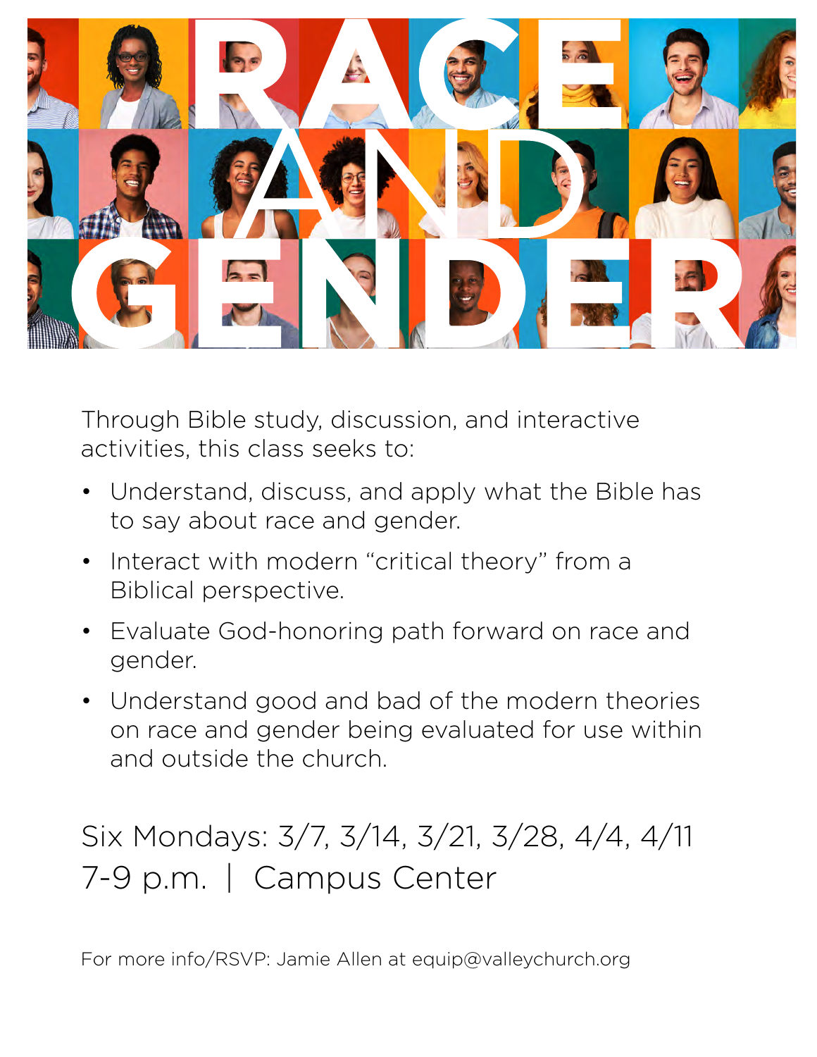# RACE AND GENDER

Through Bible study, discussion, and interactive activities, this class seeks to:

- Understand, discuss, and apply what the Bible has to say about race and gender.
- Interact with modern "critical theory" from a Biblical perspective.
- Evaluate God-honoring path forward on race and gender.
- Understand good and bad of the modern theories on race and gender being evaluated for use within and outside the church.

Six Mondays: 3/7, 3/14, 3/21, 3/28, 4/4, 4/11
7-9 p.m. | Campus Center

For more info/RSVP: Jamie Allen at equip@valleychurch.org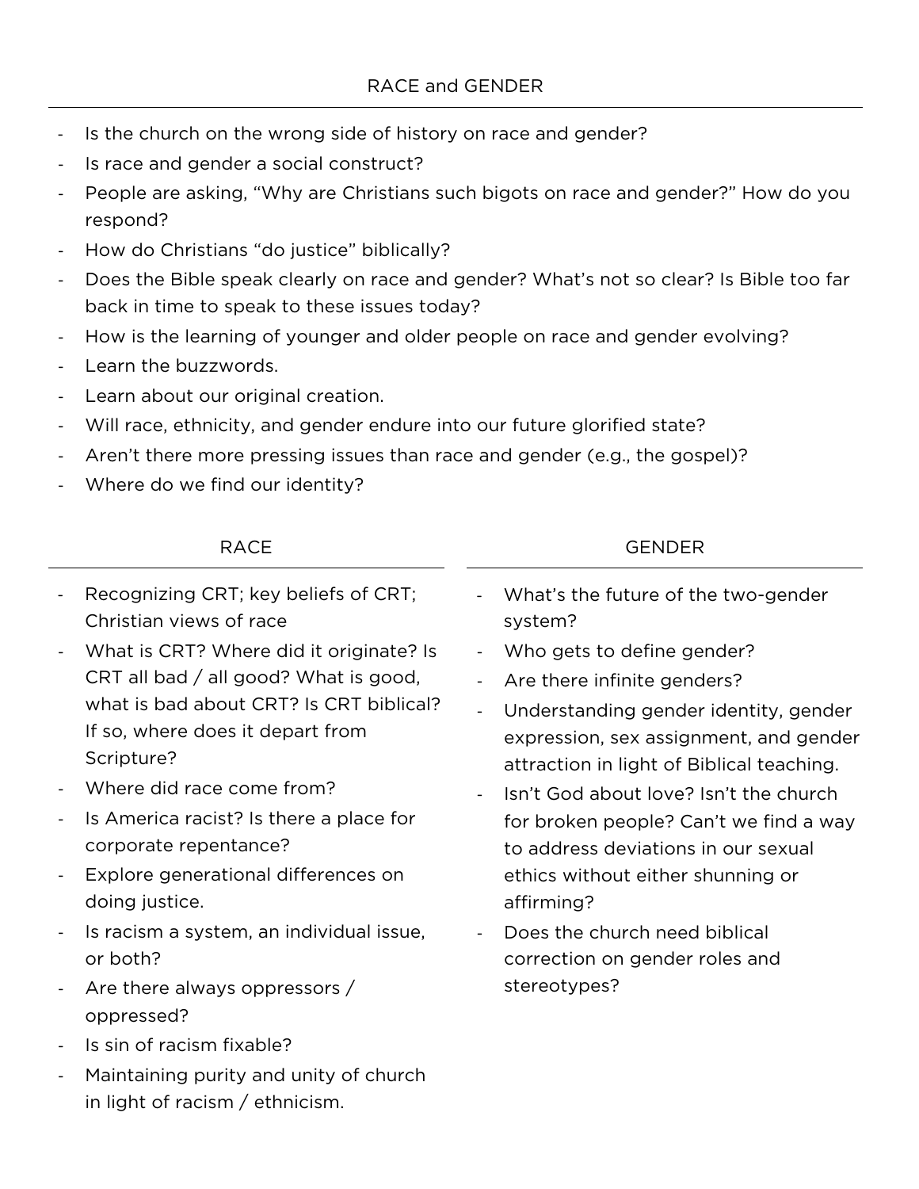## RACE and GENDER

- Is the church on the wrong side of history on race and gender?
- Is race and gender a social construct?
- People are asking, "Why are Christians such bigots on race and gender?" How do you respond?
- How do Christians "do justice" biblically?
- Does the Bible speak clearly on race and gender? What's not so clear? Is Bible too far back in time to speak to these issues today?
- How is the learning of younger and older people on race and gender evolving?
- Learn the buzzwords.
- Learn about our original creation.
- Will race, ethnicity, and gender endure into our future glorified state?
- Aren't there more pressing issues than race and gender (e.g., the gospel)?
- Where do we find our identity?

## RACE

- Recognizing CRT; key beliefs of CRT; Christian views of race
- What is CRT? Where did it originate? Is CRT all bad / all good? What is good, what is bad about CRT? Is CRT biblical? If so, where does it depart from Scripture?
- Where did race come from?
- Is America racist? Is there a place for corporate repentance?
- Explore generational differences on doing justice.
- Is racism a system, an individual issue, or both?
- Are there always oppressors / oppressed?
- Is sin of racism fixable?
- Maintaining purity and unity of church in light of racism / ethnicism.

## GENDER

- What's the future of the two-gender system?
- Who gets to define gender?
- Are there infinite genders?
- Understanding gender identity, gender expression, sex assignment, and gender attraction in light of Biblical teaching.
- Isn't God about love? Isn't the church for broken people? Can't we find a way to address deviations in our sexual ethics without either shunning or affirming?
- Does the church need biblical correction on gender roles and stereotypes?